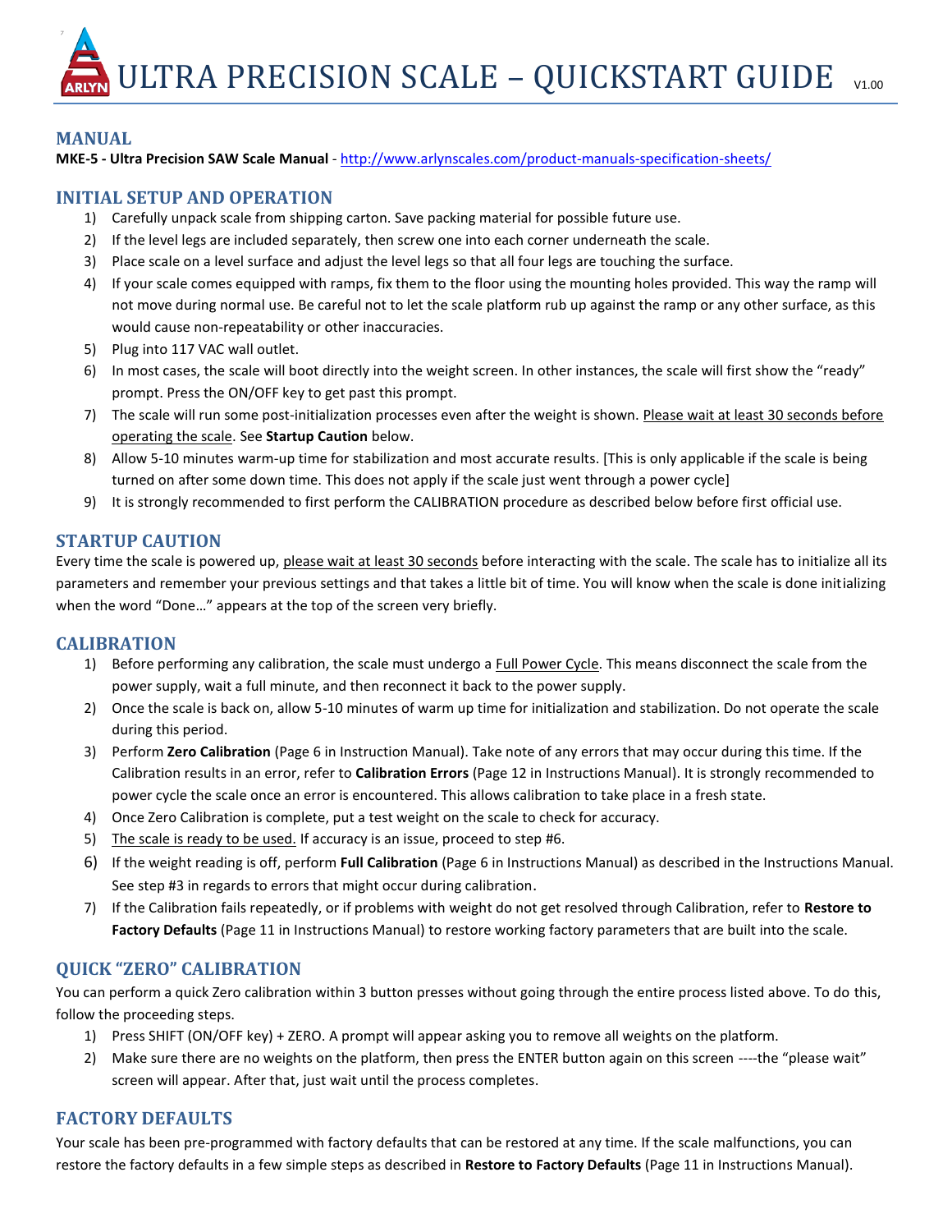# ULTRA PRECISION SCALE – QUICKSTART GUIDE V1.00

## MANUAL

**MKE-5 - Ultra Precision SAW Scale Manual** - http://www.arlynscales.com/product-manuals-specification-sheets/

## INITIAL SETUP AND OPERATION

1) Carefully unpack scale from shipping carton. Save packing material for possible future use.
2) If the level legs are included separately, then screw one into each corner underneath the scale.
3) Place scale on a level surface and adjust the level legs so that all four legs are touching the surface.
4) If your scale comes equipped with ramps, fix them to the floor using the mounting holes provided. This way the ramp will not move during normal use. Be careful not to let the scale platform rub up against the ramp or any other surface, as this would cause non-repeatability or other inaccuracies.
5) Plug into 117 VAC wall outlet.
6) In most cases, the scale will boot directly into the weight screen. In other instances, the scale will first show the "ready" prompt. Press the ON/OFF key to get past this prompt.
7) The scale will run some post-initialization processes even after the weight is shown. Please wait at least 30 seconds before operating the scale. See **Startup Caution** below.
8) Allow 5-10 minutes warm-up time for stabilization and most accurate results. [This is only applicable if the scale is being turned on after some down time. This does not apply if the scale just went through a power cycle]
9) It is strongly recommended to first perform the CALIBRATION procedure as described below before first official use.

## STARTUP CAUTION

Every time the scale is powered up, please wait at least 30 seconds before interacting with the scale. The scale has to initialize all its parameters and remember your previous settings and that takes a little bit of time. You will know when the scale is done initializing when the word "Done…" appears at the top of the screen very briefly.

## CALIBRATION

1) Before performing any calibration, the scale must undergo a Full Power Cycle. This means disconnect the scale from the power supply, wait a full minute, and then reconnect it back to the power supply.
2) Once the scale is back on, allow 5-10 minutes of warm up time for initialization and stabilization. Do not operate the scale during this period.
3) Perform **Zero Calibration** (Page 6 in Instruction Manual). Take note of any errors that may occur during this time. If the Calibration results in an error, refer to **Calibration Errors** (Page 12 in Instructions Manual). It is strongly recommended to power cycle the scale once an error is encountered. This allows calibration to take place in a fresh state.
4) Once Zero Calibration is complete, put a test weight on the scale to check for accuracy.
5) The scale is ready to be used. If accuracy is an issue, proceed to step #6.
6) If the weight reading is off, perform **Full Calibration** (Page 6 in Instructions Manual) as described in the Instructions Manual. See step #3 in regards to errors that might occur during calibration.
7) If the Calibration fails repeatedly, or if problems with weight do not get resolved through Calibration, refer to **Restore to Factory Defaults** (Page 11 in Instructions Manual) to restore working factory parameters that are built into the scale.

## QUICK "ZERO" CALIBRATION

You can perform a quick Zero calibration within 3 button presses without going through the entire process listed above. To do this, follow the proceeding steps.

1) Press SHIFT (ON/OFF key) + ZERO. A prompt will appear asking you to remove all weights on the platform.
2) Make sure there are no weights on the platform, then press the ENTER button again on this screen ----the "please wait" screen will appear. After that, just wait until the process completes.

## FACTORY DEFAULTS

Your scale has been pre-programmed with factory defaults that can be restored at any time. If the scale malfunctions, you can restore the factory defaults in a few simple steps as described in **Restore to Factory Defaults** (Page 11 in Instructions Manual).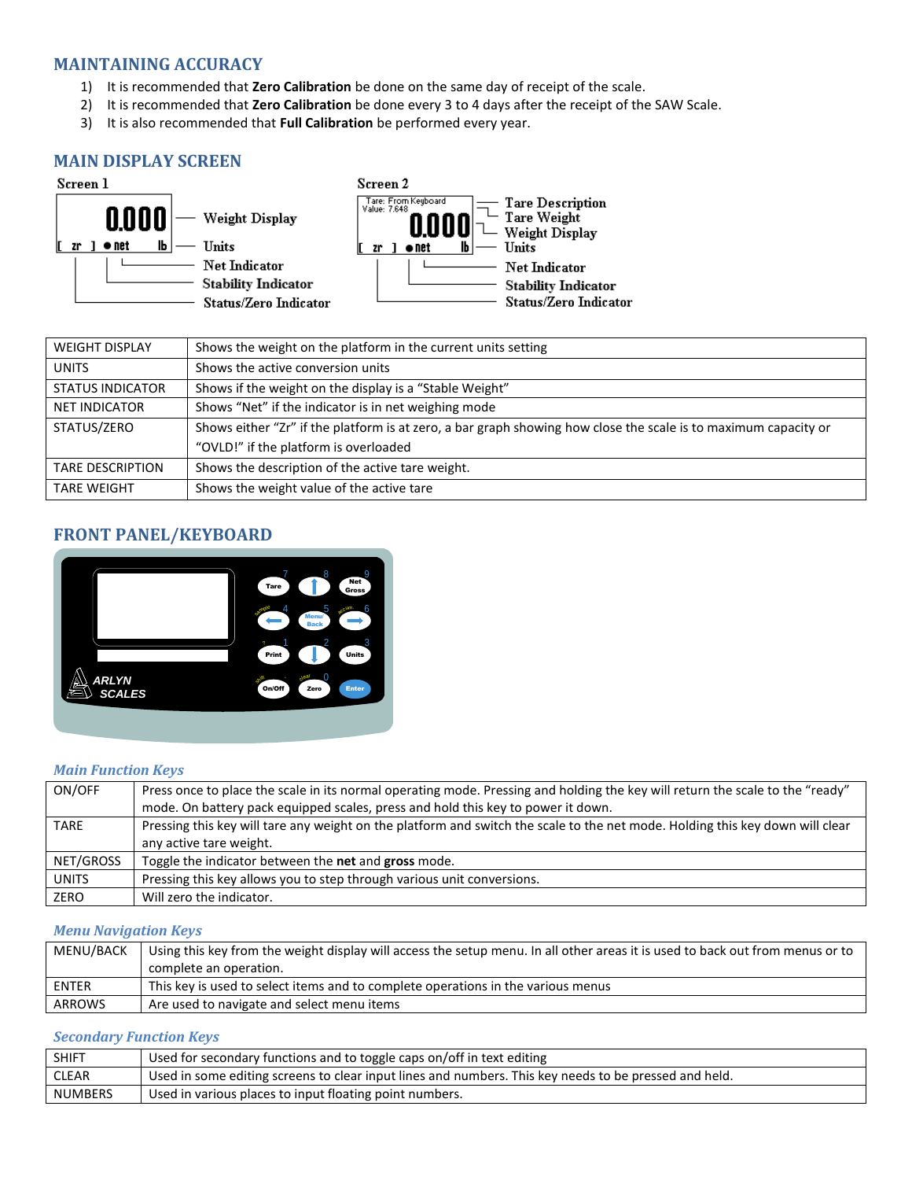## MAINTAINING ACCURACY

1) It is recommended that **Zero Calibration** be done on the same day of receipt of the scale.
2) It is recommended that **Zero Calibration** be done every 3 to 4 days after the receipt of the SAW Scale.
3) It is also recommended that **Full Calibration** be performed every year.

## MAIN DISPLAY SCREEN

Screen 1

0.000 — Weight Display
[ zr ] ● net lb — Units
Net Indicator
Stability Indicator
Status/Zero Indicator

Screen 2

Tare: From Keyboard — Tare Description
Value: 7.648 — Tare Weight
0.000 — Weight Display
[ zr ] ● net lb — Units
Net Indicator
Stability Indicator
Status/Zero Indicator

| | |
|---|---|
| WEIGHT DISPLAY | Shows the weight on the platform in the current units setting |
| UNITS | Shows the active conversion units |
| STATUS INDICATOR | Shows if the weight on the display is a "Stable Weight" |
| NET INDICATOR | Shows "Net" if the indicator is in net weighing mode |
| STATUS/ZERO | Shows either "Zr" if the platform is at zero, a bar graph showing how close the scale is to maximum capacity or "OVLD!" if the platform is overloaded |
| TARE DESCRIPTION | Shows the description of the active tare weight. |
| TARE WEIGHT | Shows the weight value of the active tare |

## FRONT PANEL/KEYBOARD

ARLYN SCALES

Tare 7 | 8 | Net Gross 9
sample 4 | Menu Back 5 | accum. 6
? Print 1 | 2 | Units 3
shift On/Off | clear Zero 0 | Enter

### *Main Function Keys*

| | |
|---|---|
| ON/OFF | Press once to place the scale in its normal operating mode. Pressing and holding the key will return the scale to the "ready" mode. On battery pack equipped scales, press and hold this key to power it down. |
| TARE | Pressing this key will tare any weight on the platform and switch the scale to the net mode. Holding this key down will clear any active tare weight. |
| NET/GROSS | Toggle the indicator between the **net** and **gross** mode. |
| UNITS | Pressing this key allows you to step through various unit conversions. |
| ZERO | Will zero the indicator. |

### *Menu Navigation Keys*

| | |
|---|---|
| MENU/BACK | Using this key from the weight display will access the setup menu. In all other areas it is used to back out from menus or to complete an operation. |
| ENTER | This key is used to select items and to complete operations in the various menus |
| ARROWS | Are used to navigate and select menu items |

### *Secondary Function Keys*

| | |
|---|---|
| SHIFT | Used for secondary functions and to toggle caps on/off in text editing |
| CLEAR | Used in some editing screens to clear input lines and numbers. This key needs to be pressed and held. |
| NUMBERS | Used in various places to input floating point numbers. |